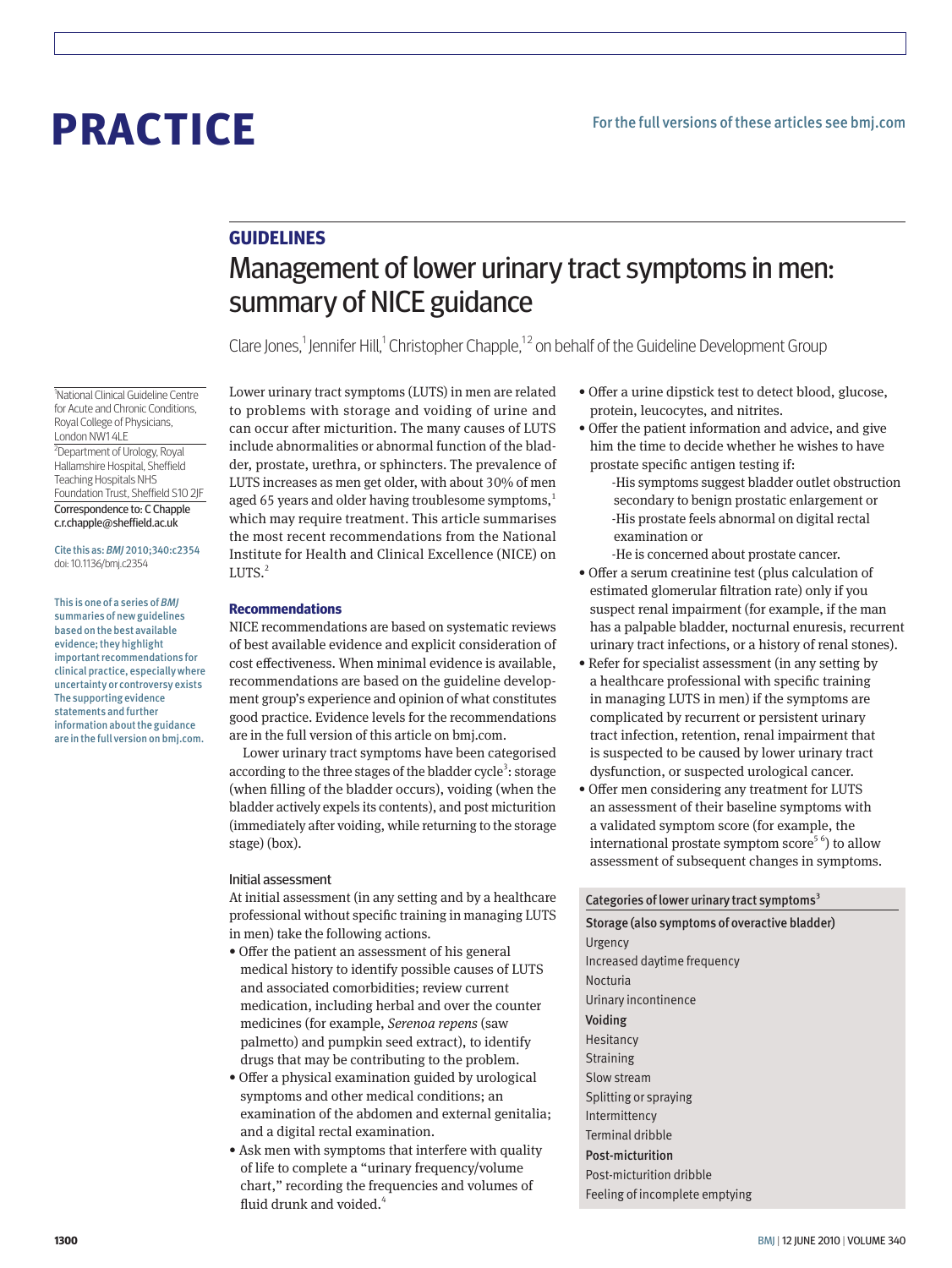# PRACTICE

For the full versions of these articles see bmj.com

## GUIDELINES

# Management of lower urinary tract symptoms in men: summary of NICE guidance

Clare Jones,[1] Jennifer Hill,[1] Christopher Chapple,[1,2] on behalf of the Guideline Development Group

[1]National Clinical Guideline Centre for Acute and Chronic Conditions, Royal College of Physicians, London NW1 4LE

[2]Department of Urology, Royal Hallamshire Hospital, Sheffield Teaching Hospitals NHS Foundation Trust, Sheffield S10 2JF

Correspondence to: C Chapple c.r.chapple@sheffield.ac.uk

Cite this as: *BMJ* 2010;340:c2354
doi: 10.1136/bmj.c2354

This is one of a series of *BMJ* summaries of new guidelines based on the best available evidence; they highlight important recommendations for clinical practice, especially where uncertainty or controversy exists. The supporting evidence statements and further information about the guidance are in the full version on bmj.com.

Lower urinary tract symptoms (LUTS) in men are related to problems with storage and voiding of urine and can occur after micturition. The many causes of LUTS include abnormalities or abnormal function of the bladder, prostate, urethra, or sphincters. The prevalence of LUTS increases as men get older, with about 30% of men aged 65 years and older having troublesome symptoms,[1] which may require treatment. This article summarises the most recent recommendations from the National Institute for Health and Clinical Excellence (NICE) on LUTS.[2]

### Recommendations

NICE recommendations are based on systematic reviews of best available evidence and explicit consideration of cost effectiveness. When minimal evidence is available, recommendations are based on the guideline development group's experience and opinion of what constitutes good practice. Evidence levels for the recommendations are in the full version of this article on bmj.com.

Lower urinary tract symptoms have been categorised according to the three stages of the bladder cycle[3]: storage (when filling of the bladder occurs), voiding (when the bladder actively expels its contents), and post micturition (immediately after voiding, while returning to the storage stage) (box).

#### Initial assessment

At initial assessment (in any setting and by a healthcare professional without specific training in managing LUTS in men) take the following actions.

- Offer the patient an assessment of his general medical history to identify possible causes of LUTS and associated comorbidities; review current medication, including herbal and over the counter medicines (for example, *Serenoa repens* (saw palmetto) and pumpkin seed extract), to identify drugs that may be contributing to the problem.
- Offer a physical examination guided by urological symptoms and other medical conditions; an examination of the abdomen and external genitalia; and a digital rectal examination.
- Ask men with symptoms that interfere with quality of life to complete a "urinary frequency/volume chart," recording the frequencies and volumes of fluid drunk and voided.[4]
- Offer a urine dipstick test to detect blood, glucose, protein, leucocytes, and nitrites.
- Offer the patient information and advice, and give him the time to decide whether he wishes to have prostate specific antigen testing if:
  - His symptoms suggest bladder outlet obstruction secondary to benign prostatic enlargement or
  - His prostate feels abnormal on digital rectal examination or
  - He is concerned about prostate cancer.
- Offer a serum creatinine test (plus calculation of estimated glomerular filtration rate) only if you suspect renal impairment (for example, if the man has a palpable bladder, nocturnal enuresis, recurrent urinary tract infections, or a history of renal stones).
- Refer for specialist assessment (in any setting by a healthcare professional with specific training in managing LUTS in men) if the symptoms are complicated by recurrent or persistent urinary tract infection, retention, renal impairment that is suspected to be caused by lower urinary tract dysfunction, or suspected urological cancer.
- Offer men considering any treatment for LUTS an assessment of their baseline symptoms with a validated symptom score (for example, the international prostate symptom score[5,6]) to allow assessment of subsequent changes in symptoms.

**Categories of lower urinary tract symptoms[3]**

**Storage (also symptoms of overactive bladder)**
- Urgency
- Increased daytime frequency
- Nocturia
- Urinary incontinence

**Voiding**
- Hesitancy
- Straining
- Slow stream
- Splitting or spraying
- Intermittency
- Terminal dribble

**Post-micturition**
- Post-micturition dribble
- Feeling of incomplete emptying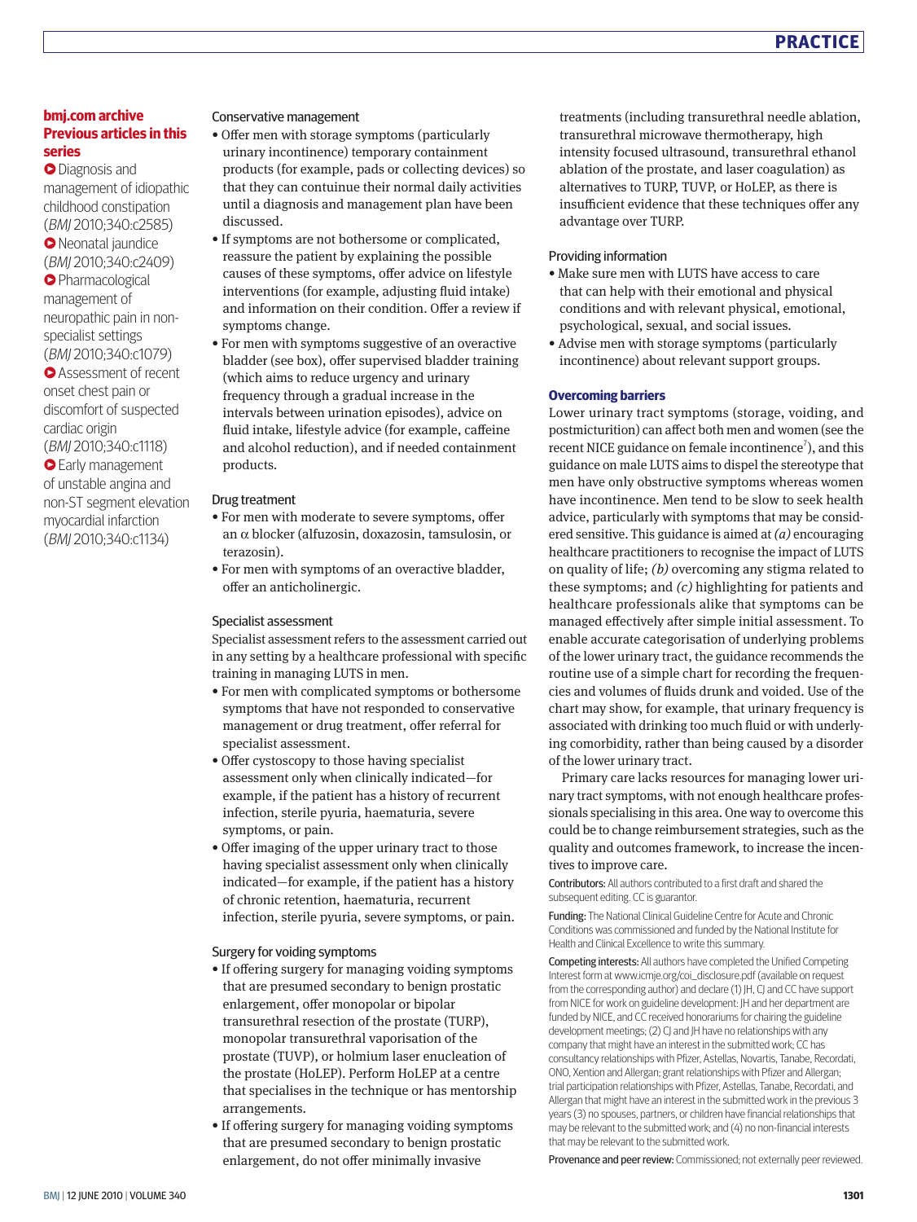### bmj.com archive
### Previous articles in this series

- Diagnosis and management of idiopathic childhood constipation (*BMJ* 2010;340:c2585)
- Neonatal jaundice (*BMJ* 2010;340:c2409)
- Pharmacological management of neuropathic pain in non-specialist settings (*BMJ* 2010;340:c1079)
- Assessment of recent onset chest pain or discomfort of suspected cardiac origin (*BMJ* 2010;340:c1118)
- Early management of unstable angina and non-ST segment elevation myocardial infarction (*BMJ* 2010;340:c1134)

#### Conservative management

- Offer men with storage symptoms (particularly urinary incontinence) temporary containment products (for example, pads or collecting devices) so that they can contuinue their normal daily activities until a diagnosis and management plan have been discussed.
- If symptoms are not bothersome or complicated, reassure the patient by explaining the possible causes of these symptoms, offer advice on lifestyle interventions (for example, adjusting fluid intake) and information on their condition. Offer a review if symptoms change.
- For men with symptoms suggestive of an overactive bladder (see box), offer supervised bladder training (which aims to reduce urgency and urinary frequency through a gradual increase in the intervals between urination episodes), advice on fluid intake, lifestyle advice (for example, caffeine and alcohol reduction), and if needed containment products.

#### Drug treatment

- For men with moderate to severe symptoms, offer an $\alpha$ blocker (alfuzosin, doxazosin, tamsulosin, or terazosin).
- For men with symptoms of an overactive bladder, offer an anticholinergic.

#### Specialist assessment

Specialist assessment refers to the assessment carried out in any setting by a healthcare professional with specific training in managing LUTS in men.

- For men with complicated symptoms or bothersome symptoms that have not responded to conservative management or drug treatment, offer referral for specialist assessment.
- Offer cystoscopy to those having specialist assessment only when clinically indicated—for example, if the patient has a history of recurrent infection, sterile pyuria, haematuria, severe symptoms, or pain.
- Offer imaging of the upper urinary tract to those having specialist assessment only when clinically indicated—for example, if the patient has a history of chronic retention, haematuria, recurrent infection, sterile pyuria, severe symptoms, or pain.

#### Surgery for voiding symptoms

- If offering surgery for managing voiding symptoms that are presumed secondary to benign prostatic enlargement, offer monopolar or bipolar transurethral resection of the prostate (TURP), monopolar transurethral vaporisation of the prostate (TUVP), or holmium laser enucleation of the prostate (HoLEP). Perform HoLEP at a centre that specialises in the technique or has mentorship arrangements.
- If offering surgery for managing voiding symptoms that are presumed secondary to benign prostatic enlargement, do not offer minimally invasive treatments (including transurethral needle ablation, transurethral microwave thermotherapy, high intensity focused ultrasound, transurethral ethanol ablation of the prostate, and laser coagulation) as alternatives to TURP, TUVP, or HoLEP, as there is insufficient evidence that these techniques offer any advantage over TURP.

#### Providing information

- Make sure men with LUTS have access to care that can help with their emotional and physical conditions and with relevant physical, emotional, psychological, sexual, and social issues.
- Advise men with storage symptoms (particularly incontinence) about relevant support groups.

### Overcoming barriers

Lower urinary tract symptoms (storage, voiding, and postmicturition) can affect both men and women (see the recent NICE guidance on female incontinence[7]), and this guidance on male LUTS aims to dispel the stereotype that men have only obstructive symptoms whereas women have incontinence. Men tend to be slow to seek health advice, particularly with symptoms that may be considered sensitive. This guidance is aimed at *(a)* encouraging healthcare practitioners to recognise the impact of LUTS on quality of life; *(b)* overcoming any stigma related to these symptoms; and *(c)* highlighting for patients and healthcare professionals alike that symptoms can be managed effectively after simple initial assessment. To enable accurate categorisation of underlying problems of the lower urinary tract, the guidance recommends the routine use of a simple chart for recording the frequencies and volumes of fluids drunk and voided. Use of the chart may show, for example, that urinary frequency is associated with drinking too much fluid or with underlying comorbidity, rather than being caused by a disorder of the lower urinary tract.

Primary care lacks resources for managing lower urinary tract symptoms, with not enough healthcare professionals specialising in this area. One way to overcome this could be to change reimbursement strategies, such as the quality and outcomes framework, to increase the incentives to improve care.

**Contributors:** All authors contributed to a first draft and shared the subsequent editing. CC is guarantor.

**Funding:** The National Clinical Guideline Centre for Acute and Chronic Conditions was commissioned and funded by the National Institute for Health and Clinical Excellence to write this summary.

**Competing interests:** All authors have completed the Unified Competing Interest form at www.icmje.org/coi_disclosure.pdf (available on request from the corresponding author) and declare (1) JH, CJ and CC have support from NICE for work on guideline development: JH and her department are funded by NICE, and CC received honorariums for chairing the guideline development meetings; (2) CJ and JH have no relationships with any company that might have an interest in the submitted work; CC has consultancy relationships with Pfizer, Astellas, Novartis, Tanabe, Recordati, ONO, Xention and Allergan; grant relationships with Pfizer and Allergan; trial participation relationships with Pfizer, Astellas, Tanabe, Recordati, and Allergan that might have an interest in the submitted work in the previous 3 years (3) no spouses, partners, or children have financial relationships that may be relevant to the submitted work; and (4) no non-financial interests that may be relevant to the submitted work.

**Provenance and peer review:** Commissioned; not externally peer reviewed.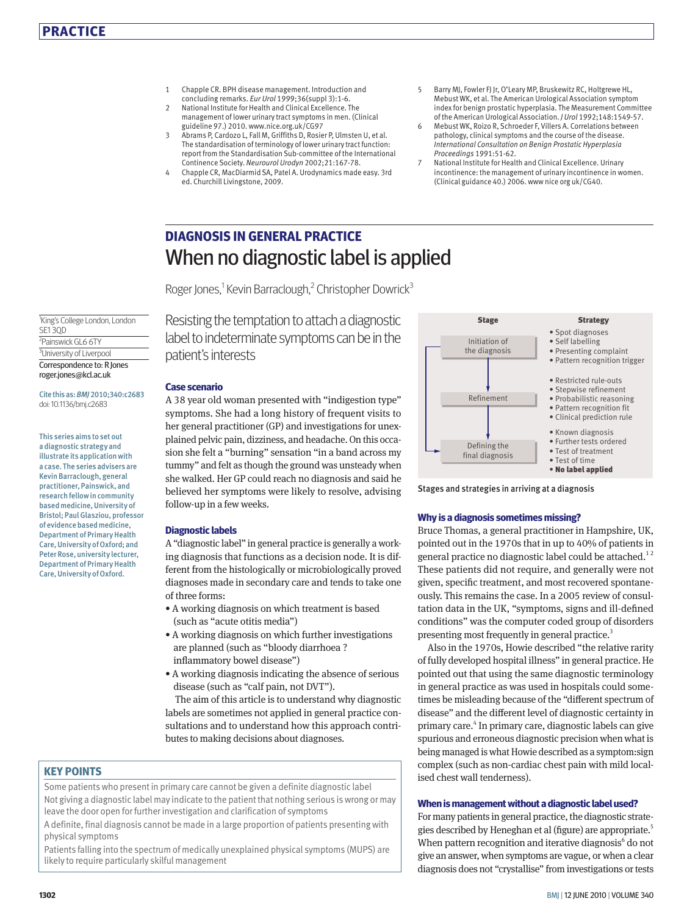1. Chapple CR. BPH disease management. Introduction and concluding remarks. *Eur Urol* 1999;36(suppl 3):1-6.
2. National Institute for Health and Clinical Excellence. The management of lower urinary tract symptoms in men. (Clinical guideline 97.) 2010. www.nice.org.uk/CG97
3. Abrams P, Cardozo L, Fall M, Griffiths D, Rosier P, Ulmsten U, et al. The standardisation of terminology of lower urinary tract function: report from the Standardisation Sub-committee of the International Continence Society. *Neurourol Urodyn* 2002;21:167-78.
4. Chapple CR, MacDiarmid SA, Patel A. Urodynamics made easy. 3rd ed. Churchill Livingstone, 2009.
5. Barry MJ, Fowler FJ Jr, O'Leary MP, Bruskewitz RC, Holtgrewe HL, Mebust WK, et al. The American Urological Association symptom index for benign prostatic hyperplasia. The Measurement Committee of the American Urological Association. *J Urol* 1992;148:1549-57.
6. Mebust WK, Roizo R, Schroeder F, Villers A. Correlations between pathology, clinical symptoms and the course of the disease. *International Consultation on Benign Prostatic Hyperplasia Proceedings* 1991:51-62.
7. National Institute for Health and Clinical Excellence. Urinary incontinence: the management of urinary incontinence in women. (Clinical guidance 40.) 2006. www nice org uk/CG40.

## DIAGNOSIS IN GENERAL PRACTICE

# When no diagnostic label is applied

Roger Jones,[1] Kevin Barraclough,[2] Christopher Dowrick[3]

[1]King's College London, London SE1 3QD
[2]Painswick GL6 6TY
[3]University of Liverpool

Correspondence to: R Jones roger.jones@kcl.ac.uk

Cite this as: *BMJ* 2010;340:c2683
doi: 10.1136/bmj.c2683

This series aims to set out a diagnostic strategy and illustrate its application with a case. The series advisers are Kevin Barraclough, general practitioner, Painswick, and research fellow in community based medicine, University of Bristol; Paul Glasziou, professor of evidence based medicine, Department of Primary Health Care, University of Oxford; and Peter Rose, university lecturer, Department of Primary Health Care, University of Oxford.

Resisting the temptation to attach a diagnostic label to indeterminate symptoms can be in the patient's interests

### Case scenario

A 38 year old woman presented with "indigestion type" symptoms. She had a long history of frequent visits to her general practitioner (GP) and investigations for unexplained pelvic pain, dizziness, and headache. On this occasion she felt a "burning" sensation "in a band across my tummy" and felt as though the ground was unsteady when she walked. Her GP could reach no diagnosis and said he believed her symptoms were likely to resolve, advising follow-up in a few weeks.

### Diagnostic labels

A "diagnostic label" in general practice is generally a working diagnosis that functions as a decision node. It is different from the histologically or microbiologically proved diagnoses made in secondary care and tends to take one of three forms:

- A working diagnosis on which treatment is based (such as "acute otitis media")
- A working diagnosis on which further investigations are planned (such as "bloody diarrhoea ? inflammatory bowel disease")
- A working diagnosis indicating the absence of serious disease (such as "calf pain, not DVT").

The aim of this article is to understand why diagnostic labels are sometimes not applied in general practice consultations and to understand how this approach contributes to making decisions about diagnoses.

| Stage | Strategy |
|---|---|
| Initiation of the diagnosis | • Spot diagnoses<br>• Self labelling<br>• Presenting complaint<br>• Pattern recognition trigger |
| Refinement | • Restricted rule-outs<br>• Stepwise refinement<br>• Probabilistic reasoning<br>• Pattern recognition fit<br>• Clinical prediction rule |
| Defining the final diagnosis | • Known diagnosis<br>• Further tests ordered<br>• Test of treatment<br>• Test of time<br>• **No label applied** |

Stages and strategies in arriving at a diagnosis

### Why is a diagnosis sometimes missing?

Bruce Thomas, a general practitioner in Hampshire, UK, pointed out in the 1970s that in up to 40% of patients in general practice no diagnostic label could be attached.[1 2] These patients did not require, and generally were not given, specific treatment, and most recovered spontaneously. This remains the case. In a 2005 review of consultation data in the UK, "symptoms, signs and ill-defined conditions" was the computer coded group of disorders presenting most frequently in general practice.[3]

Also in the 1970s, Howie described "the relative rarity of fully developed hospital illness" in general practice. He pointed out that using the same diagnostic terminology in general practice as was used in hospitals could sometimes be misleading because of the "different spectrum of disease" and the different level of diagnostic certainty in primary care.[4] In primary care, diagnostic labels can give spurious and erroneous diagnostic precision when what is being managed is what Howie described as a symptom:sign complex (such as non-cardiac chest pain with mild localised chest wall tenderness).

### When is management without a diagnostic label used?

For many patients in general practice, the diagnostic strategies described by Heneghan et al (figure) are appropriate.[5] When pattern recognition and iterative diagnosis[6] do not give an answer, when symptoms are vague, or when a clear diagnosis does not "crystallise" from investigations or tests

### KEY POINTS

Some patients who present in primary care cannot be given a definite diagnostic label

Not giving a diagnostic label may indicate to the patient that nothing serious is wrong or may leave the door open for further investigation and clarification of symptoms

A definite, final diagnosis cannot be made in a large proportion of patients presenting with physical symptoms

Patients falling into the spectrum of medically unexplained physical symptoms (MUPS) are likely to require particularly skilful management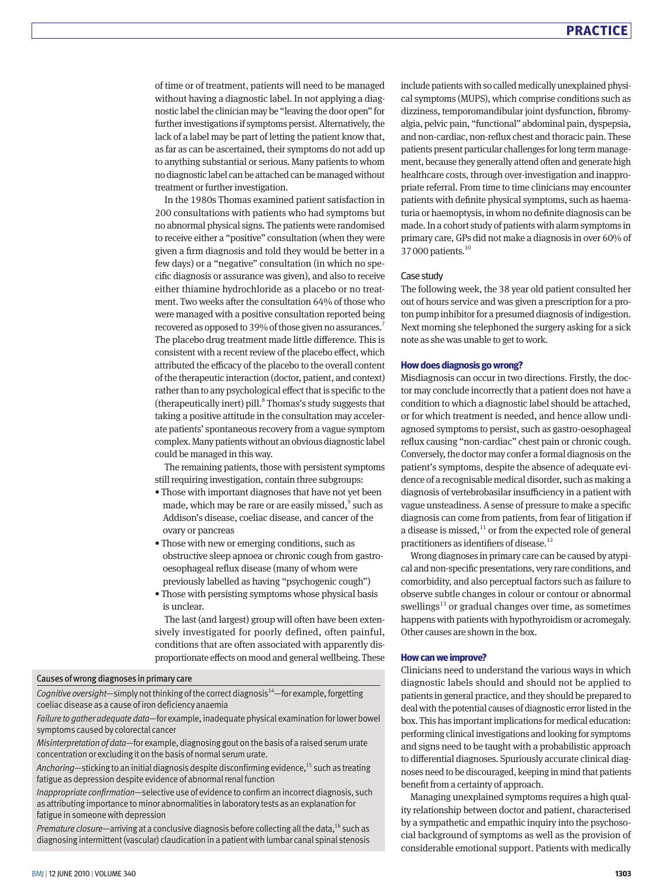of time or of treatment, patients will need to be managed without having a diagnostic label. In not applying a diagnostic label the clinician may be "leaving the door open" for further investigations if symptoms persist. Alternatively, the lack of a label may be part of letting the patient know that, as far as can be ascertained, their symptoms do not add up to anything substantial or serious. Many patients to whom no diagnostic label can be attached can be managed without treatment or further investigation.

In the 1980s Thomas examined patient satisfaction in 200 consultations with patients who had symptoms but no abnormal physical signs. The patients were randomised to receive either a "positive" consultation (when they were given a firm diagnosis and told they would be better in a few days) or a "negative" consultation (in which no specific diagnosis or assurance was given), and also to receive either thiamine hydrochloride as a placebo or no treatment. Two weeks after the consultation 64% of those who were managed with a positive consultation reported being recovered as opposed to 39% of those given no assurances.[7] The placebo drug treatment made little difference. This is consistent with a recent review of the placebo effect, which attributed the efficacy of the placebo to the overall content of the therapeutic interaction (doctor, patient, and context) rather than to any psychological effect that is specific to the (therapeutically inert) pill.[8] Thomas's study suggests that taking a positive attitude in the consultation may accelerate patients' spontaneous recovery from a vague symptom complex. Many patients without an obvious diagnostic label could be managed in this way.

The remaining patients, those with persistent symptoms still requiring investigation, contain three subgroups:

- Those with important diagnoses that have not yet been made, which may be rare or are easily missed,[9] such as Addison's disease, coeliac disease, and cancer of the ovary or pancreas
- Those with new or emerging conditions, such as obstructive sleep apnoea or chronic cough from gastro-oesophageal reflux disease (many of whom were previously labelled as having "psychogenic cough")
- Those with persisting symptoms whose physical basis is unclear.

The last (and largest) group will often have been extensively investigated for poorly defined, often painful, conditions that are often associated with apparently disproportionate effects on mood and general wellbeing. These include patients with so called medically unexplained physical symptoms (MUPS), which comprise conditions such as dizziness, temporomandibular joint dysfunction, fibromyalgia, pelvic pain, "functional" abdominal pain, dyspepsia, and non-cardiac, non-reflux chest and thoracic pain. These patients present particular challenges for long term management, because they generally attend often and generate high healthcare costs, through over-investigation and inappropriate referral. From time to time clinicians may encounter patients with definite physical symptoms, such as haematuria or haemoptysis, in whom no definite diagnosis can be made. In a cohort study of patients with alarm symptoms in primary care, GPs did not make a diagnosis in over 60% of 37 000 patients.[10]

### Case study

The following week, the 38 year old patient consulted her out of hours service and was given a prescription for a proton pump inhibitor for a presumed diagnosis of indigestion. Next morning she telephoned the surgery asking for a sick note as she was unable to get to work.

## How does diagnosis go wrong?

Misdiagnosis can occur in two directions. Firstly, the doctor may conclude incorrectly that a patient does not have a condition to which a diagnostic label should be attached, or for which treatment is needed, and hence allow undiagnosed symptoms to persist, such as gastro-oesophageal reflux causing "non-cardiac" chest pain or chronic cough. Conversely, the doctor may confer a formal diagnosis on the patient's symptoms, despite the absence of adequate evidence of a recognisable medical disorder, such as making a diagnosis of vertebrobasilar insufficiency in a patient with vague unsteadiness. A sense of pressure to make a specific diagnosis can come from patients, from fear of litigation if a disease is missed,[11] or from the expected role of general practitioners as identifiers of disease.[12]

Wrong diagnoses in primary care can be caused by atypical and non-specific presentations, very rare conditions, and comorbidity, and also perceptual factors such as failure to observe subtle changes in colour or contour or abnormal swellings[13] or gradual changes over time, as sometimes happens with patients with hypothyroidism or acromegaly. Other causes are shown in the box.

### Causes of wrong diagnoses in primary care

*Cognitive oversight*—simply not thinking of the correct diagnosis[14]—for example, forgetting coeliac disease as a cause of iron deficiency anaemia

*Failure to gather adequate data*—for example, inadequate physical examination for lower bowel symptoms caused by colorectal cancer

*Misinterpretation of data*—for example, diagnosing gout on the basis of a raised serum urate concentration or excluding it on the basis of normal serum urate.

*Anchoring*—sticking to an initial diagnosis despite disconfirming evidence,[15] such as treating fatigue as depression despite evidence of abnormal renal function

*Inappropriate confirmation*—selective use of evidence to confirm an incorrect diagnosis, such as attributing importance to minor abnormalities in laboratory tests as an explanation for fatigue in someone with depression

*Premature closure*—arriving at a conclusive diagnosis before collecting all the data,[16] such as diagnosing intermittent (vascular) claudication in a patient with lumbar canal spinal stenosis

## How can we improve?

Clinicians need to understand the various ways in which diagnostic labels should and should not be applied to patients in general practice, and they should be prepared to deal with the potential causes of diagnostic error listed in the box. This has important implications for medical education: performing clinical investigations and looking for symptoms and signs need to be taught with a probabilistic approach to differential diagnoses. Spuriously accurate clinical diagnoses need to be discouraged, keeping in mind that patients benefit from a certainty of approach.

Managing unexplained symptoms requires a high quality relationship between doctor and patient, characterised by a sympathetic and empathic inquiry into the psychosocial background of symptoms as well as the provision of considerable emotional support. Patients with medically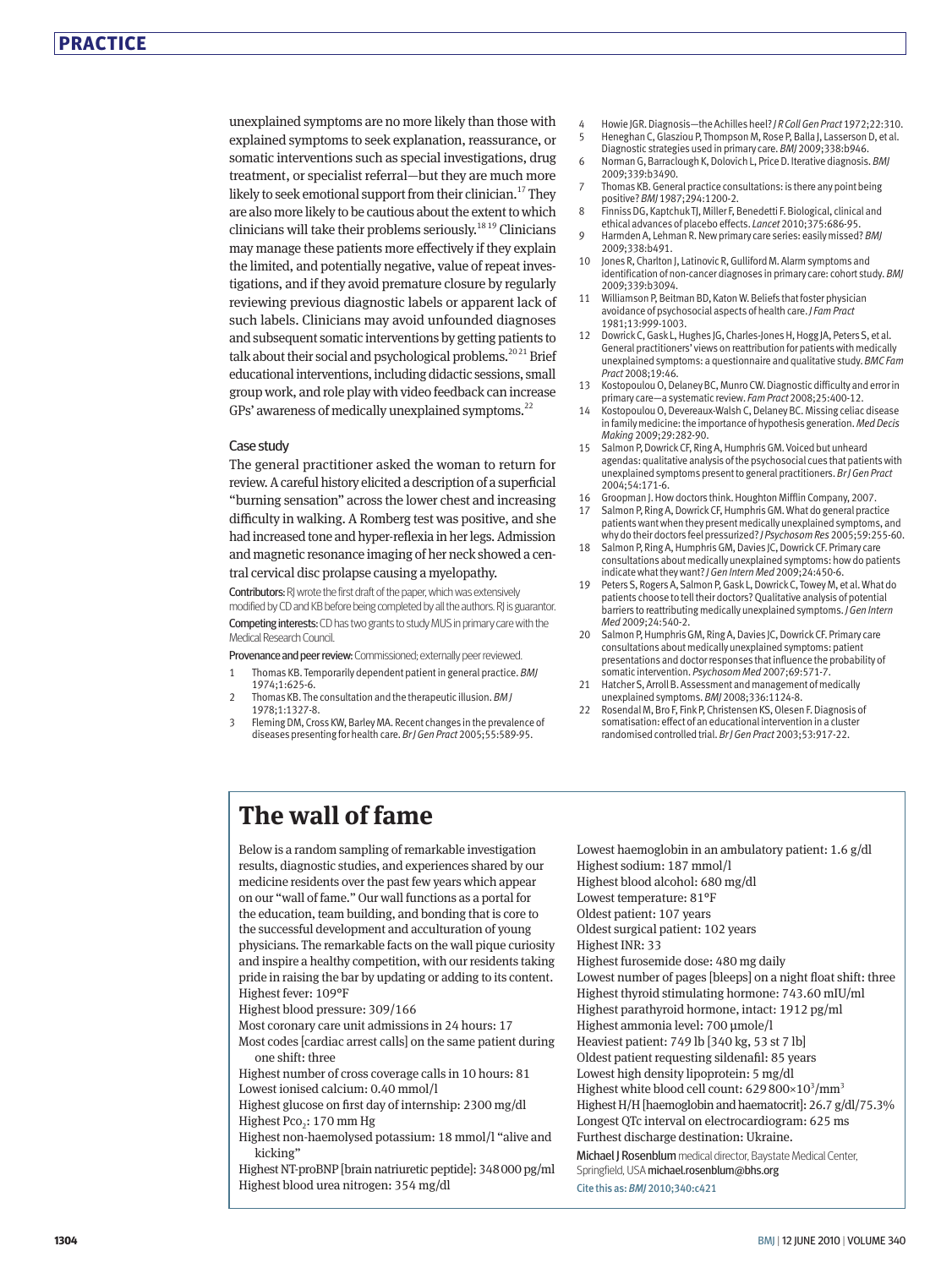unexplained symptoms are no more likely than those with explained symptoms to seek explanation, reassurance, or somatic interventions such as special investigations, drug treatment, or specialist referral—but they are much more likely to seek emotional support from their clinician.[17] They are also more likely to be cautious about the extent to which clinicians will take their problems seriously.[18,19] Clinicians may manage these patients more effectively if they explain the limited, and potentially negative, value of repeat investigations, and if they avoid premature closure by regularly reviewing previous diagnostic labels or apparent lack of such labels. Clinicians may avoid unfounded diagnoses and subsequent somatic interventions by getting patients to talk about their social and psychological problems.[20,21] Brief educational interventions, including didactic sessions, small group work, and role play with video feedback can increase GPs' awareness of medically unexplained symptoms.[22]

### Case study

The general practitioner asked the woman to return for review. A careful history elicited a description of a superficial "burning sensation" across the lower chest and increasing difficulty in walking. A Romberg test was positive, and she had increased tone and hyper-reflexia in her legs. Admission and magnetic resonance imaging of her neck showed a central cervical disc prolapse causing a myelopathy.

**Contributors:** RJ wrote the first draft of the paper, which was extensively modified by CD and KB before being completed by all the authors. RJ is guarantor.

**Competing interests:** CD has two grants to study MUS in primary care with the Medical Research Council.

**Provenance and peer review:** Commissioned; externally peer reviewed.

1. Thomas KB. Temporarily dependent patient in general practice. *BMJ* 1974;1:625-6.
2. Thomas KB. The consultation and the therapeutic illusion. *BMJ* 1978;1:1327-8.
3. Fleming DM, Cross KW, Barley MA. Recent changes in the prevalence of diseases presenting for health care. *Br J Gen Pract* 2005;55:589-95.
4. Howie JGR. Diagnosis—the Achilles heel? *J R Coll Gen Pract* 1972;22:310.
5. Heneghan C, Glasziou P, Thompson M, Rose P, Balla J, Lasserson D, et al. Diagnostic strategies used in primary care. *BMJ* 2009;338:b946.
6. Norman G, Barraclough K, Dolovich L, Price D. Iterative diagnosis. *BMJ* 2009;339:b3490.
7. Thomas KB. General practice consultations: is there any point being positive? *BMJ* 1987;294:1200-2.
8. Finniss DG, Kaptchuk TJ, Miller F, Benedetti F. Biological, clinical and ethical advances of placebo effects. *Lancet* 2010;375:686-95.
9. Harmden A, Lehman R. New primary care series: easily missed? *BMJ* 2009;338:b491.
10. Jones R, Charlton J, Latinovic R, Gulliford M. Alarm symptoms and identification of non-cancer diagnoses in primary care: cohort study. *BMJ* 2009;339:b3094.
11. Williamson P, Beitman BD, Katon W. Beliefs that foster physician avoidance of psychosocial aspects of health care. *J Fam Pract* 1981;13:999-1003.
12. Dowrick C, Gask L, Hughes JG, Charles-Jones H, Hogg JA, Peters S, et al. General practitioners' views on reattribution for patients with medically unexplained symptoms: a questionnaire and qualitative study. *BMC Fam Pract* 2008;19:46.
13. Kostopoulou O, Delaney BC, Munro CW. Diagnostic difficulty and error in primary care—a systematic review. *Fam Pract* 2008;25:400-12.
14. Kostopoulou O, Devereaux-Walsh C, Delaney BC. Missing celiac disease in family medicine: the importance of hypothesis generation. *Med Decis Making* 2009;29:282-90.
15. Salmon P, Dowrick CF, Ring A, Humphris GM. Voiced but unheard agendas: qualitative analysis of the psychosocial cues that patients with unexplained symptoms present to general practitioners. *Br J Gen Pract* 2004;54:171-6.
16. Groopman J. How doctors think. Houghton Mifflin Company, 2007.
17. Salmon P, Ring A, Dowrick CF, Humphris GM. What do general practice patients want when they present medically unexplained symptoms, and why do their doctors feel pressurized? *J Psychosom Res* 2005;59:255-60.
18. Salmon P, Ring A, Humphris GM, Davies JC, Dowrick CF. Primary care consultations about medically unexplained symptoms: how do patients indicate what they want? *J Gen Intern Med* 2009;24:450-6.
19. Peters S, Rogers A, Salmon P, Gask L, Dowrick C, Towey M, et al. What do patients choose to tell their doctors? Qualitative analysis of potential barriers to reattributing medically unexplained symptoms. *J Gen Intern Med* 2009;24:540-2.
20. Salmon P, Humphris GM, Ring A, Davies JC, Dowrick CF. Primary care consultations about medically unexplained symptoms: patient presentations and doctor responses that influence the probability of somatic intervention. *Psychosom Med* 2007;69:571-7.
21. Hatcher S, Arroll B. Assessment and management of medically unexplained symptoms. *BMJ* 2008;336:1124-8.
22. Rosendal M, Bro F, Fink P, Christensen KS, Olesen F. Diagnosis of somatisation: effect of an educational intervention in a cluster randomised controlled trial. *Br J Gen Pract* 2003;53:917-22.

# The wall of fame

Below is a random sampling of remarkable investigation results, diagnostic studies, and experiences shared by our medicine residents over the past few years which appear on our "wall of fame." Our wall functions as a portal for the education, team building, and bonding that is core to the successful development and acculturation of young physicians. The remarkable facts on the wall pique curiosity and inspire a healthy competition, with our residents taking pride in raising the bar by updating or adding to its content.

- Highest fever: 109°F
- Highest blood pressure: 309/166
- Most coronary care unit admissions in 24 hours: 17
- Most codes [cardiac arrest calls] on the same patient during one shift: three
- Highest number of cross coverage calls in 10 hours: 81
- Lowest ionised calcium: 0.40 mmol/l
- Highest glucose on first day of internship: 2300 mg/dl
- Highest $P_{CO_2}$: 170 mm Hg
- Highest non-haemolysed potassium: 18 mmol/l "alive and kicking"
- Highest NT-proBNP [brain natriuretic peptide]: 348 000 pg/ml
- Highest blood urea nitrogen: 354 mg/dl
- Lowest haemoglobin in an ambulatory patient: 1.6 g/dl
- Highest sodium: 187 mmol/l
- Highest blood alcohol: 680 mg/dl
- Lowest temperature: 81°F
- Oldest patient: 107 years
- Oldest surgical patient: 102 years
- Highest INR: 33
- Highest furosemide dose: 480 mg daily
- Lowest number of pages [bleeps] on a night float shift: three
- Highest thyroid stimulating hormone: 743.60 mIU/ml
- Highest parathyroid hormone, intact: 1912 pg/ml
- Highest ammonia level: 700 μmole/l
- Heaviest patient: 749 lb [340 kg, 53 st 7 lb]
- Oldest patient requesting sildenafil: 85 years
- Lowest high density lipoprotein: 5 mg/dl
- Highest white blood cell count: $629\,800\times10^3/\text{mm}^3$
- Highest H/H [haemoglobin and haematocrit]: 26.7 g/dl/75.3%
- Longest QTc interval on electrocardiogram: 625 ms
- Furthest discharge destination: Ukraine.

**Michael J Rosenblum** medical director, Baystate Medical Center, Springfield, USA michael.rosenblum@bhs.org

Cite this as: *BMJ* 2010;340:c421